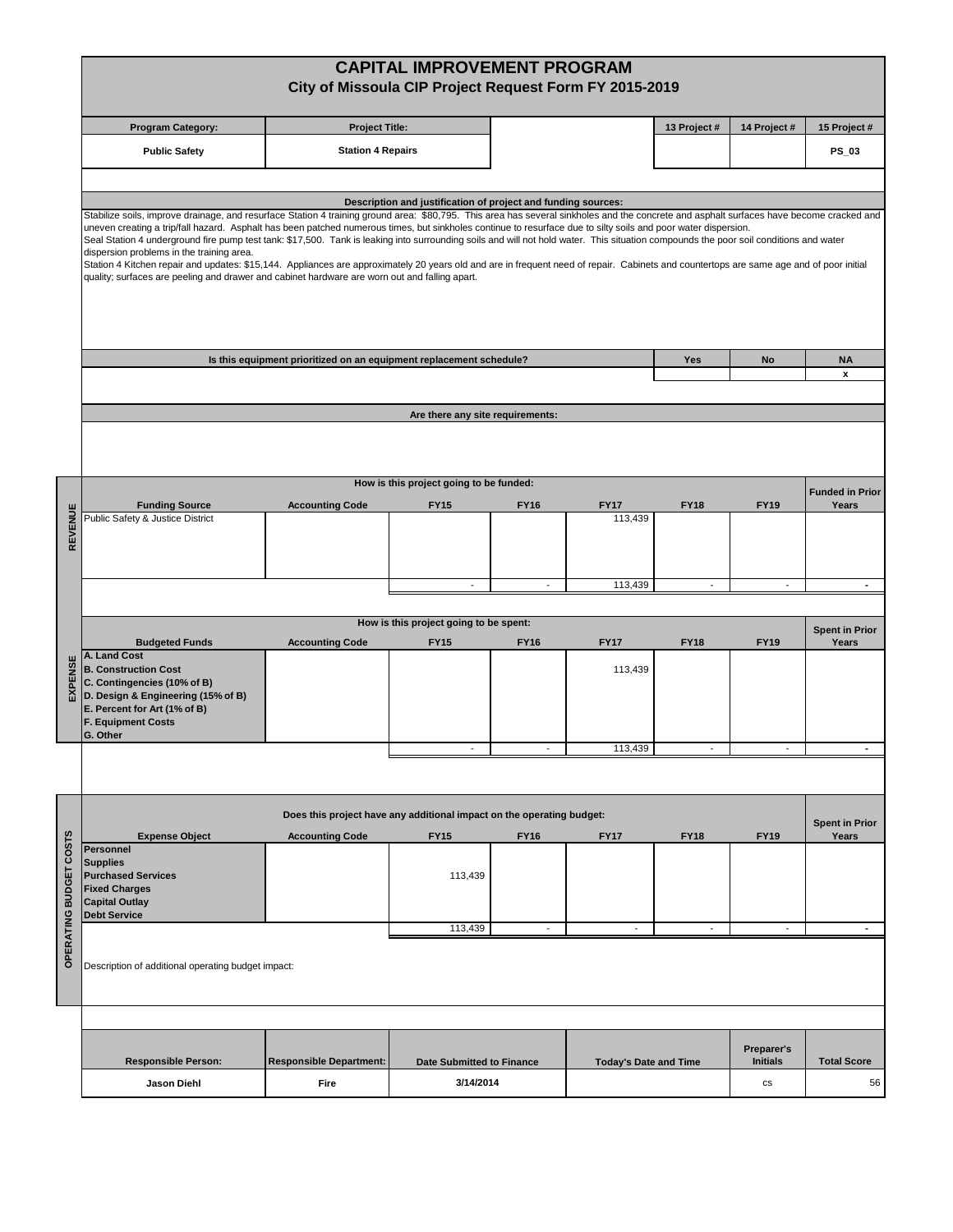# CAPITAL IMPROVEMENT PROGRAM

## City of Missoula CIP Project Request Form FY 2015-2019

| Program Category: | Project Title: | | 13 Project # | 14 Project # | 15 Project # |
|---|---|---|---|---|---|
| Public Safety | Station 4 Repairs | | | | PS_03 |

### Description and justification of project and funding sources:

Stabilize soils, improve drainage, and resurface Station 4 training ground area: $80,795. This area has several sinkholes and the concrete and asphalt surfaces have become cracked and uneven creating a trip/fall hazard. Asphalt has been patched numerous times, but sinkholes continue to resurface due to silty soils and poor water dispersion.
Seal Station 4 underground fire pump test tank: $17,500. Tank is leaking into surrounding soils and will not hold water. This situation compounds the poor soil conditions and water dispersion problems in the training area.
Station 4 Kitchen repair and updates: $15,144. Appliances are approximately 20 years old and are in frequent need of repair. Cabinets and countertops are same age and of poor initial quality; surfaces are peeling and drawer and cabinet hardware are worn out and falling apart.

| Is this equipment prioritized on an equipment replacement schedule? | Yes | No | NA |
|---|---|---|---|
| | | | x |

### Are there any site requirements:

## REVENUE

**How is this project going to be funded:**

| Funding Source | Accounting Code | FY15 | FY16 | FY17 | FY18 | FY19 | Funded in Prior Years |
|---|---|---|---|---|---|---|---|
| Public Safety & Justice District | | | | 113,439 | | | |
| | | - | - | 113,439 | - | - | - |

## EXPENSE

**How is this project going to be spent:**

| Budgeted Funds | Accounting Code | FY15 | FY16 | FY17 | FY18 | FY19 | Spent in Prior Years |
|---|---|---|---|---|---|---|---|
| A. Land Cost | | | | | | | |
| B. Construction Cost | | | | 113,439 | | | |
| C. Contingencies (10% of B) | | | | | | | |
| D. Design & Engineering (15% of B) | | | | | | | |
| E. Percent for Art (1% of B) | | | | | | | |
| F. Equipment Costs | | | | | | | |
| G. Other | | | | | | | |
| | | - | - | 113,439 | - | - | - |

## OPERATING BUDGET COSTS

**Does this project have any additional impact on the operating budget:**

| Expense Object | Accounting Code | FY15 | FY16 | FY17 | FY18 | FY19 | Spent in Prior Years |
|---|---|---|---|---|---|---|---|
| Personnel | | | | | | | |
| Supplies | | | | | | | |
| Purchased Services | | 113,439 | | | | | |
| Fixed Charges | | | | | | | |
| Capital Outlay | | | | | | | |
| Debt Service | | | | | | | |
| | | 113,439 | - | - | - | - | - |

Description of additional operating budget impact:

| Responsible Person: | Responsible Department: | Date Submitted to Finance | Today's Date and Time | Preparer's Initials | Total Score |
|---|---|---|---|---|---|
| Jason Diehl | Fire | 3/14/2014 | | cs | 56 |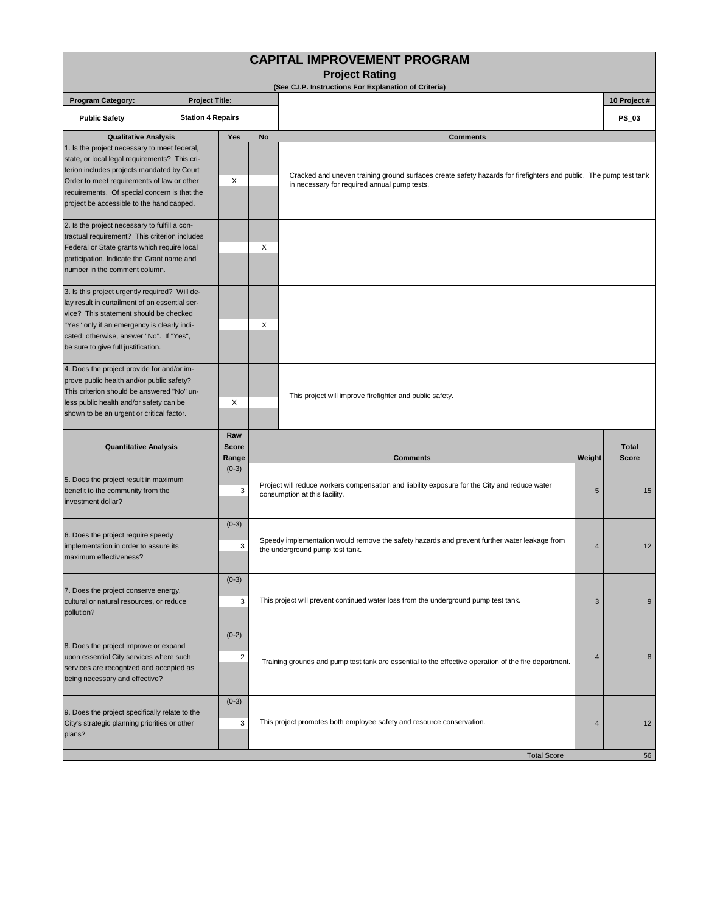# CAPITAL IMPROVEMENT PROGRAM

## Project Rating

**(See C.I.P. Instructions For Explanation of Criteria)**

| Program Category: | Project Title: | 10 Project # |
|---|---|---|
| **Public Safety** | **Station 4 Repairs** | **PS_03** |

| Qualitative Analysis | Yes | No | Comments |
|---|---|---|---|
| 1. Is the project necessary to meet federal, state, or local legal requirements? This criterion includes projects mandated by Court Order to meet requirements of law or other requirements. Of special concern is that the project be accessible to the handicapped. | X | | Cracked and uneven training ground surfaces create safety hazards for firefighters and public. The pump test tank in necessary for required annual pump tests. |
| 2. Is the project necessary to fulfill a contractual requirement? This criterion includes Federal or State grants which require local participation. Indicate the Grant name and number in the comment column. | | X | |
| 3. Is this project urgently required? Will delay result in curtailment of an essential service? This statement should be checked "Yes" only if an emergency is clearly indicated; otherwise, answer "No". If "Yes", be sure to give full justification. | | X | |
| 4. Does the project provide for and/or improve public health and/or public safety? This criterion should be answered "No" unless public health and/or safety can be shown to be an urgent or critical factor. | X | | This project will improve firefighter and public safety. |

| Quantitative Analysis | Raw Score Range | Raw Score | Comments | Weight | Total Score |
|---|---|---|---|---|---|
| 5. Does the project result in maximum benefit to the community from the investment dollar? | (0-3) | 3 | Project will reduce workers compensation and liability exposure for the City and reduce water consumption at this facility. | 5 | 15 |
| 6. Does the project require speedy implementation in order to assure its maximum effectiveness? | (0-3) | 3 | Speedy implementation would remove the safety hazards and prevent further water leakage from the underground pump test tank. | 4 | 12 |
| 7. Does the project conserve energy, cultural or natural resources, or reduce pollution? | (0-3) | 3 | This project will prevent continued water loss from the underground pump test tank. | 3 | 9 |
| 8. Does the project improve or expand upon essential City services where such services are recognized and accepted as being necessary and effective? | (0-2) | 2 | Training grounds and pump test tank are essential to the effective operation of the fire department. | 4 | 8 |
| 9. Does the project specifically relate to the City's strategic planning priorities or other plans? | (0-3) | 3 | This project promotes both employee safety and resource conservation. | 4 | 12 |
| | | | Total Score | | 56 |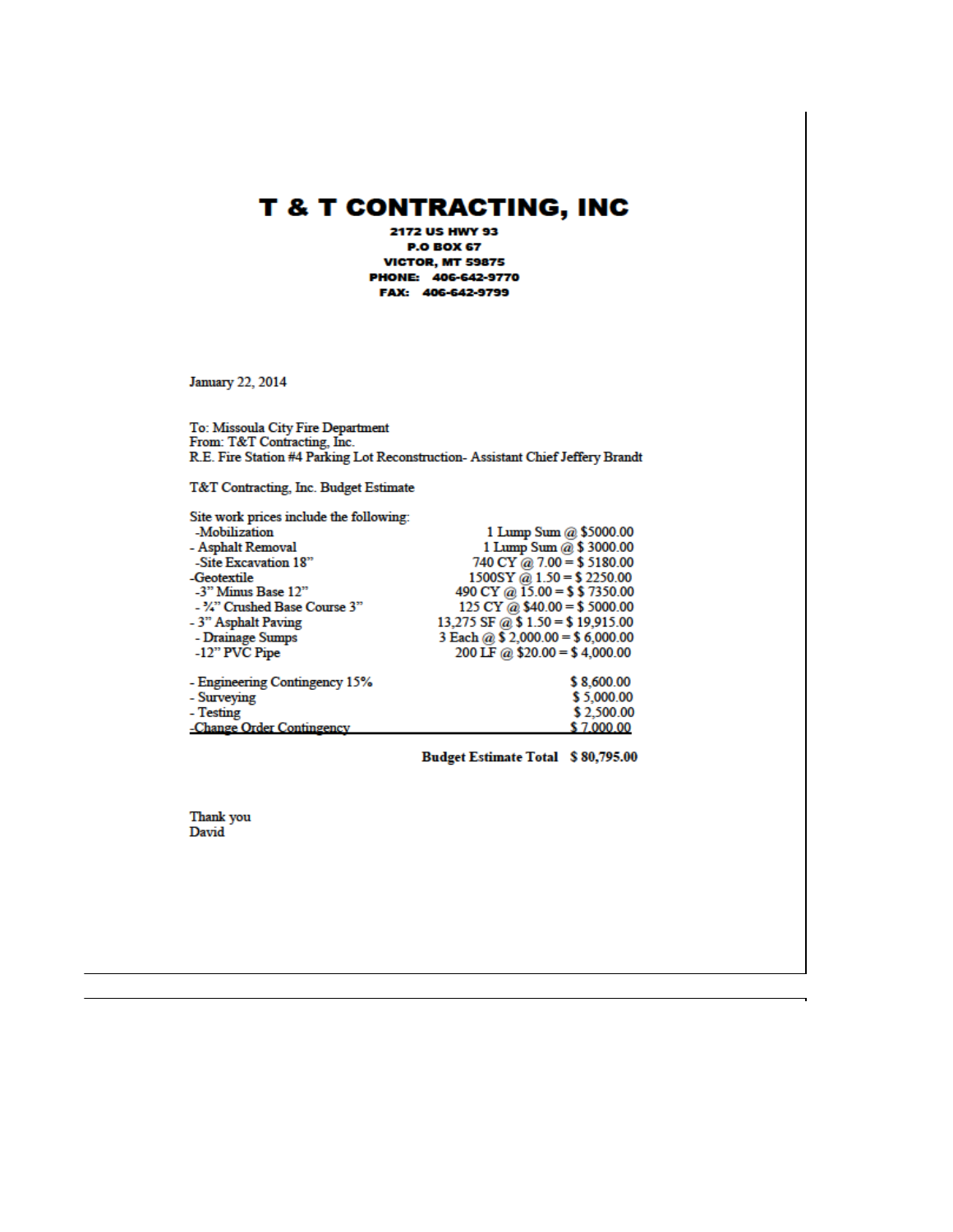# T & T CONTRACTING, INC

**2172 US HWY 93**
**P.O BOX 67**
**VICTOR, MT 59875**
**PHONE: 406-642-9770**
**FAX: 406-642-9799**

January 22, 2014

To: Missoula City Fire Department
From: T&T Contracting, Inc.
R.E. Fire Station #4 Parking Lot Reconstruction- Assistant Chief Jeffery Brandt

T&T Contracting, Inc. Budget Estimate

Site work prices include the following:

| | |
|---|---|
| -Mobilization | 1 Lump Sum @ $5000.00 |
| - Asphalt Removal | 1 Lump Sum @ $ 3000.00 |
| -Site Excavation 18" | 740 CY @ 7.00 = $ 5180.00 |
| -Geotextile | 1500SY @ 1.50 = $ 2250.00 |
| -3" Minus Base 12" | 490 CY @ 15.00 = $ $ 7350.00 |
| - ¾" Crushed Base Course 3" | 125 CY @ $40.00 = $ 5000.00 |
| - 3" Asphalt Paving | 13,275 SF @ $ 1.50 = $ 19,915.00 |
| - Drainage Sumps | 3 Each @ $ 2,000.00 = $ 6,000.00 |
| -12" PVC Pipe | 200 LF @ $20.00 = $ 4,000.00 |

| | |
|---|---|
| - Engineering Contingency 15% | $ 8,600.00 |
| - Surveying | $ 5,000.00 |
| - Testing | $ 2,500.00 |
| -Change Order Contingency | $ 7,000.00 |

**Budget Estimate Total $ 80,795.00**

Thank you
David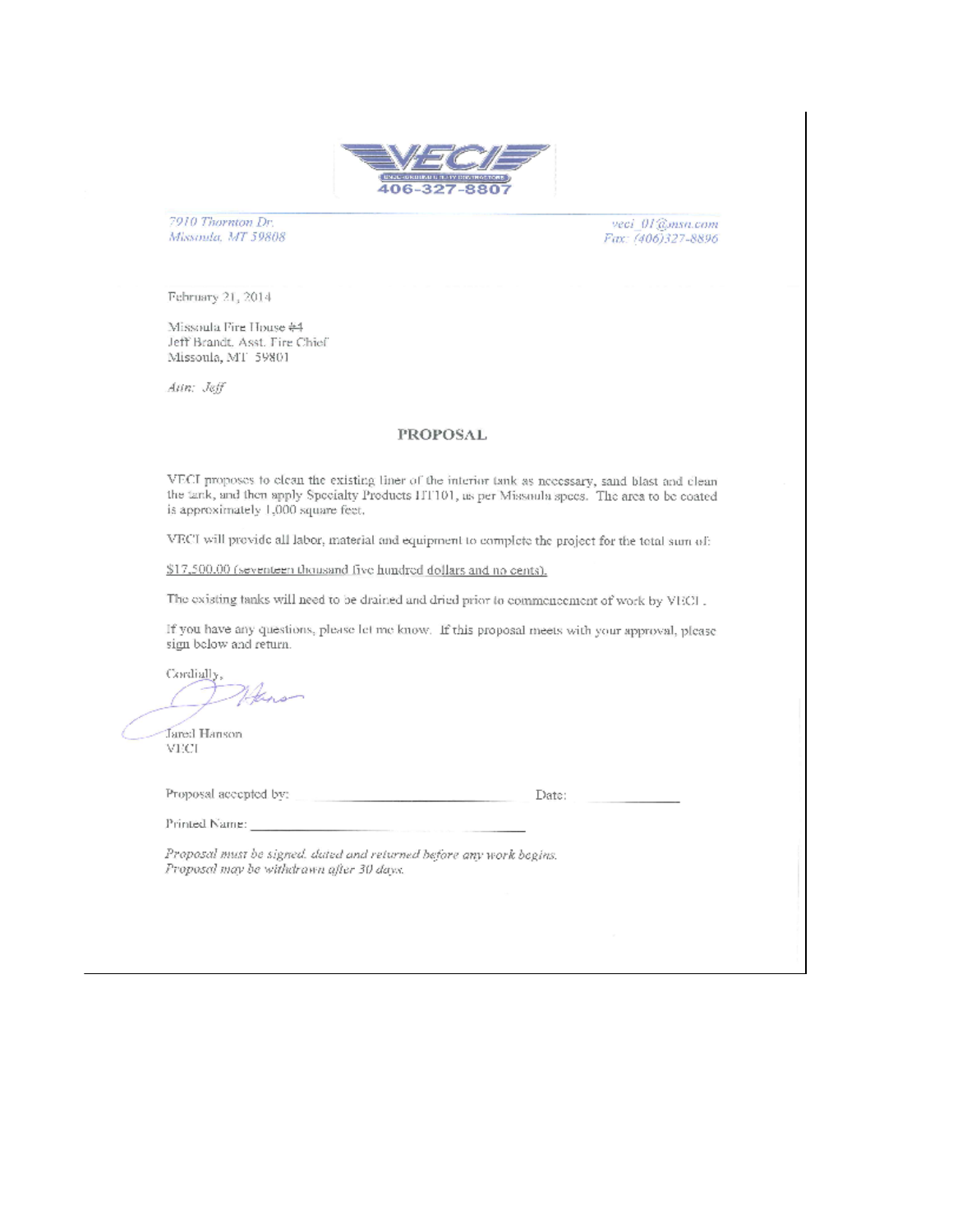VECI

406-327-8807

7910 Thornton Dr.
Missoula, MT 59808

veci_01@msn.com
Fax: (406)327-8896

February 21, 2014

Missoula Fire House #4
Jeff Brandt, Asst. Fire Chief
Missoula, MT 59801

*Attn: Jeff*

## PROPOSAL

VECI proposes to clean the existing liner of the interior tank as necessary, sand blast and clean the tank, and then apply Specialty Products HT101, as per Missoula specs. The area to be coated is approximately 1,000 square feet.

VECI will provide all labor, material and equipment to complete the project for the total sum of:

$17,500.00 (seventeen thousand five hundred dollars and no cents).

The existing tanks will need to be drained and dried prior to commencement of work by VECI.

If you have any questions, please let me know. If this proposal meets with your approval, please sign below and return.

Cordially,

Jared Hanson
VECI

Proposal accepted by: ______________________ Date: __________

Printed Name: ______________________

*Proposal must be signed, dated and returned before any work begins.*
*Proposal may be withdrawn after 30 days.*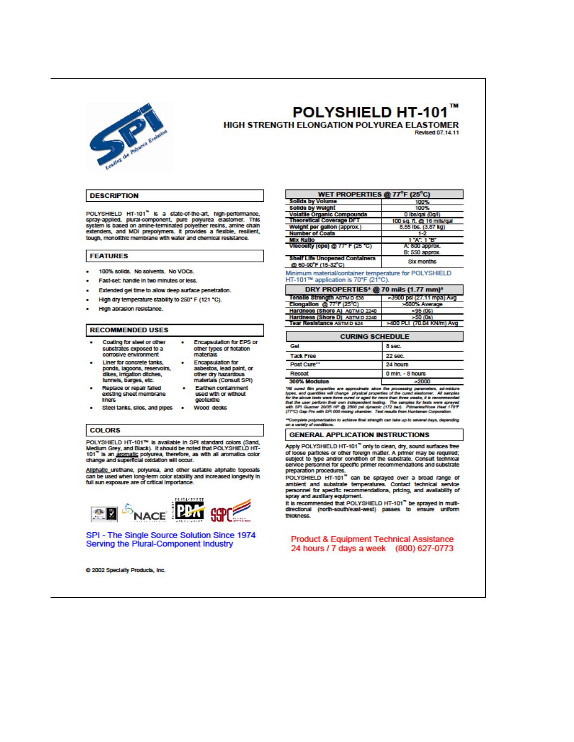# POLYSHIELD HT-101™

## HIGH STRENGTH ELONGATION POLYUREA ELASTOMER

Revised 07.14.11

## DESCRIPTION

POLYSHIELD HT-101™ is a state-of-the-art, high-performance, spray-applied, plural-component, pure polyurea elastomer. This system is based on amine-terminated polyether resins, amine chain extenders, and MDI prepolymers. It provides a flexible, resilient, tough, monolithic membrane with water and chemical resistance.

## FEATURES

- 100% solids. No solvents. No VOCs.
- Fast-set: handle in two minutes or less.
- Extended gel time to allow deep surface penetration.
- High dry temperature stability to 250° F (121 °C).
- High abrasion resistance.

## RECOMMENDED USES

- Coating for steel or other substrates exposed to a corrosive environment
- Liner for concrete tanks, ponds, lagoons, reservoirs, dikes, irrigation ditches, tunnels, barges, etc.
- Replace or repair failed existing sheet membrane liners
- Steel tanks, silos, and pipes
- Encapsulation for EPS or other types of flotation materials
- Encapsulation for asbestos, lead paint, or other dry hazardous materials (Consult SPI)
- Earthen containment used with or without geotextile
- Wood decks

## COLORS

POLYSHIELD HT-101™ is available in SPI standard colors (Sand, Medium Grey, and Black). It should be noted that POLYSHIELD HT-101™ is an aromatic polyurea, therefore, as with all aromatics color change and superficial oxidation will occur.

Alphatic urethane, polyurea, and other suitable aliphatic topcoats can be used when long-term color stability and increased longevity in full sun exposure are of critical importance.

SPI - The Single Source Solution Since 1974
Serving the Plural-Component Industry

© 2002 Specialty Products, Inc.

| WET PROPERTIES @ 77°F (25°C) | |
|---|---|
| Solids by Volume | 100% |
| Solids by Weight | 100% |
| Volatile Organic Compounds | 0 lbs/gal (0g/l) |
| Theoretical Coverage DFT | 100 sq. ft. @ 16 mils/gal |
| Weight per gallon (approx.) | 8.55 lbs. (3.87 kg) |
| Number of Coats | 1-2 |
| Mix Ratio | 1 "A": 1 "B" |
| Viscosity (cps) @ 77° F (25 °C) | A: 800 approx. B: 550 approx. |
| Shelf Life Unopened Containers @ 60-90°F (15-32°C) | Six months |

Minimum material/container temperature for POLYSHIELD HT-101™ application is 70°F (21°C).

| DRY PROPERTIES* @ 70 mils (1.77 mm)* | |
|---|---|
| Tensile Strength ASTM D 638 | >3900 psi (27.11 mpa) Avg |
| Elongation @ 77°F (25°C) | >600% Average |
| Hardness (Shore A) ASTM D 2240 | >95 (0s) |
| Hardness (Shore D) ASTM D 2240 | >50 (0s) |
| Tear Resistance ASTM D 624 | >400 PLI (70.04 KN/m) Avg |

| CURING SCHEDULE | |
|---|---|
| Gel | 8 sec. |
| Tack Free | 22 sec. |
| Post Cure** | 24 hours |
| Recoat | 0 min. - 8 hours |
| 300% Modulus | >2000 |

*All cured film properties are approximate since the processing parameters, ad-mixture types, and quantities will change physical properties of the cured elastomer. All samples for the above tests were force cured or aged for more than three weeks, it is recommended that the user perform their own independent testing. The samples for tests were sprayed with SPI Gusmer 20/35 HP @ 2500 psi dynamic (172 bar). Primaries/Hose Heat 170°F (77°C) Gap Pro with SPI 000 mixing chamber. Test results from Huntsman Corporation.

**Complete polymerization to achieve final strength can take up to several days, depending on a variety of conditions.

## GENERAL APPLICATION INSTRUCTIONS

Apply POLYSHIELD HT-101™ only to clean, dry, sound surfaces free of loose particles or other foreign matter. A primer may be required; subject to type and/or condition of the substrate. Consult technical service personnel for specific primer recommendations and substrate preparation procedures.

POLYSHIELD HT-101™ can be sprayed over a broad range of ambient and substrate temperatures. Contact technical service personnel for specific recommendations, pricing, and availability of spray and auxiliary equipment.

It is recommended that POLYSHIELD HT-101™ be sprayed in multi-directional (north-south/east-west) passes to ensure uniform thickness.

Product & Equipment Technical Assistance
24 hours / 7 days a week (800) 627-0773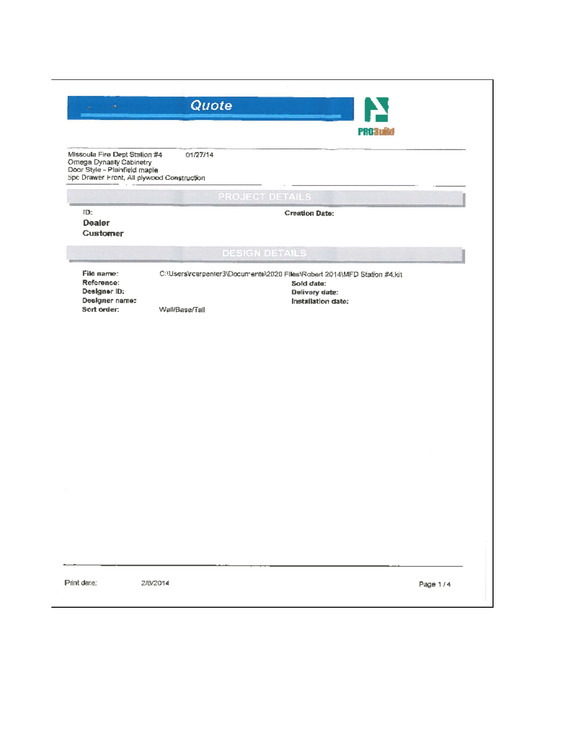# Quote

PRO3uild

Missoula Fire Dept Station #4 01/27/14
Omega Dynasty Cabinetry
Door Style – Plainfield maple
5pc Drawer Front, All plywood Construction

## PROJECT DETAILS

ID:

**Creation Date:**

**Dealer**

**Customer**

## DESIGN DETAILS

**File name:** C:\Users\rcarpenter3\Documents\2020 Files\Robert 2014\MFD Station #4.kit

**Reference:**

**Designer ID:**

**Designer name:**

**Sort order:** Wall/Base/Tall

**Sold date:**

**Delivery date:**

**Installation date:**

Print date: 2/6/2014